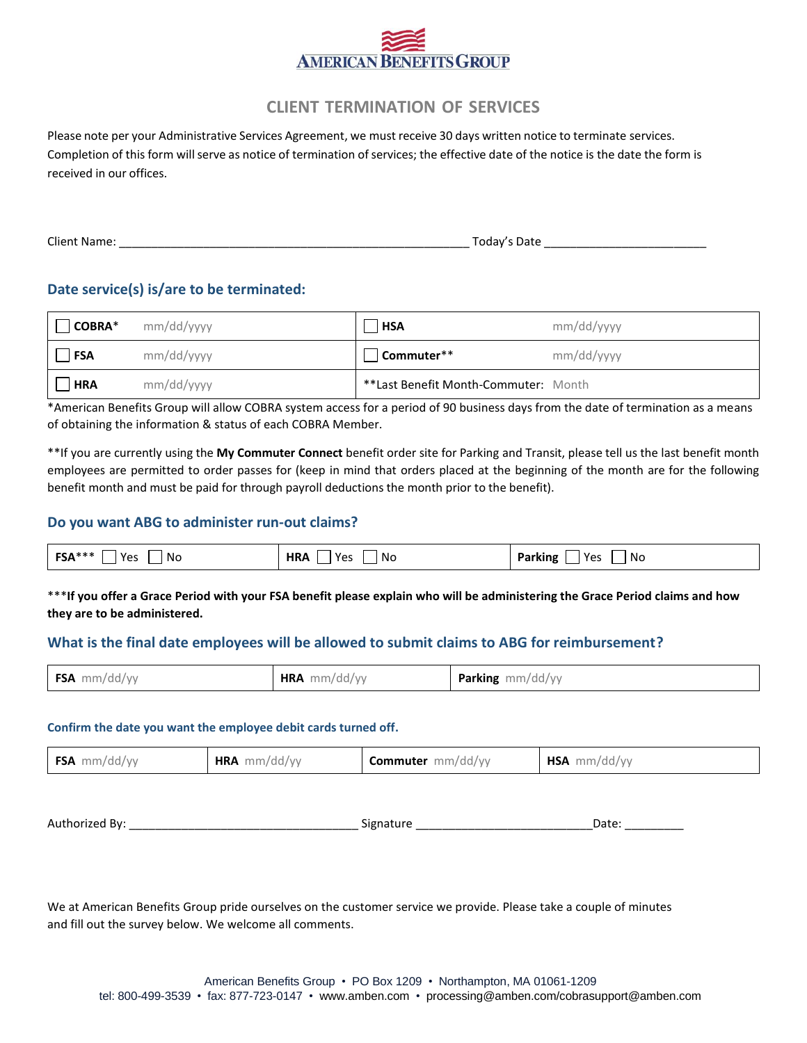# AMERICAN BENEFITS GROUP

## CLIENT TERMINATION OF SERVICES

Please note per your Administrative Services Agreement, we must receive 30 days written notice to terminate services. Completion of this form will serve as notice of termination of services; the effective date of the notice is the date the form is received in our offices.

Client Name: ______________________________________________________ Today's Date ________________________

### Date service(s) is/are to be terminated:

| | |
|---|---|
| ☐ **COBRA*** mm/dd/yyyy | ☐ **HSA** mm/dd/yyyy |
| ☐ **FSA** mm/dd/yyyy | ☐ **Commuter**** mm/dd/yyyy |
| ☐ **HRA** mm/dd/yyyy | **Last Benefit Month-Commuter: Month |

*American Benefits Group will allow COBRA system access for a period of 90 business days from the date of termination as a means of obtaining the information & status of each COBRA Member.

**If you are currently using the **My Commuter Connect** benefit order site for Parking and Transit, please tell us the last benefit month employees are permitted to order passes for (keep in mind that orders placed at the beginning of the month are for the following benefit month and must be paid for through payroll deductions the month prior to the benefit).

### Do you want ABG to administer run-out claims?

| | | |
|---|---|---|
| **FSA***** ☐ Yes ☐ No | **HRA** ☐ Yes ☐ No | **Parking** ☐ Yes ☐ No |

*****If you offer a Grace Period with your FSA benefit please explain who will be administering the Grace Period claims and how they are to be administered.**

### What is the final date employees will be allowed to submit claims to ABG for reimbursement?

| | | |
|---|---|---|
| **FSA** mm/dd/yy | **HRA** mm/dd/yy | **Parking** mm/dd/yy |

#### Confirm the date you want the employee debit cards turned off.

| | | | |
|---|---|---|---|
| **FSA** mm/dd/yy | **HRA** mm/dd/yy | **Commuter** mm/dd/yy | **HSA** mm/dd/yy |

Authorized By: __________________________________ Signature __________________________Date: _________

We at American Benefits Group pride ourselves on the customer service we provide. Please take a couple of minutes and fill out the survey below. We welcome all comments.

American Benefits Group • PO Box 1209 • Northampton, MA 01061-1209
tel: 800-499-3539 • fax: 877-723-0147 • www.amben.com • processing@amben.com/cobrasupport@amben.com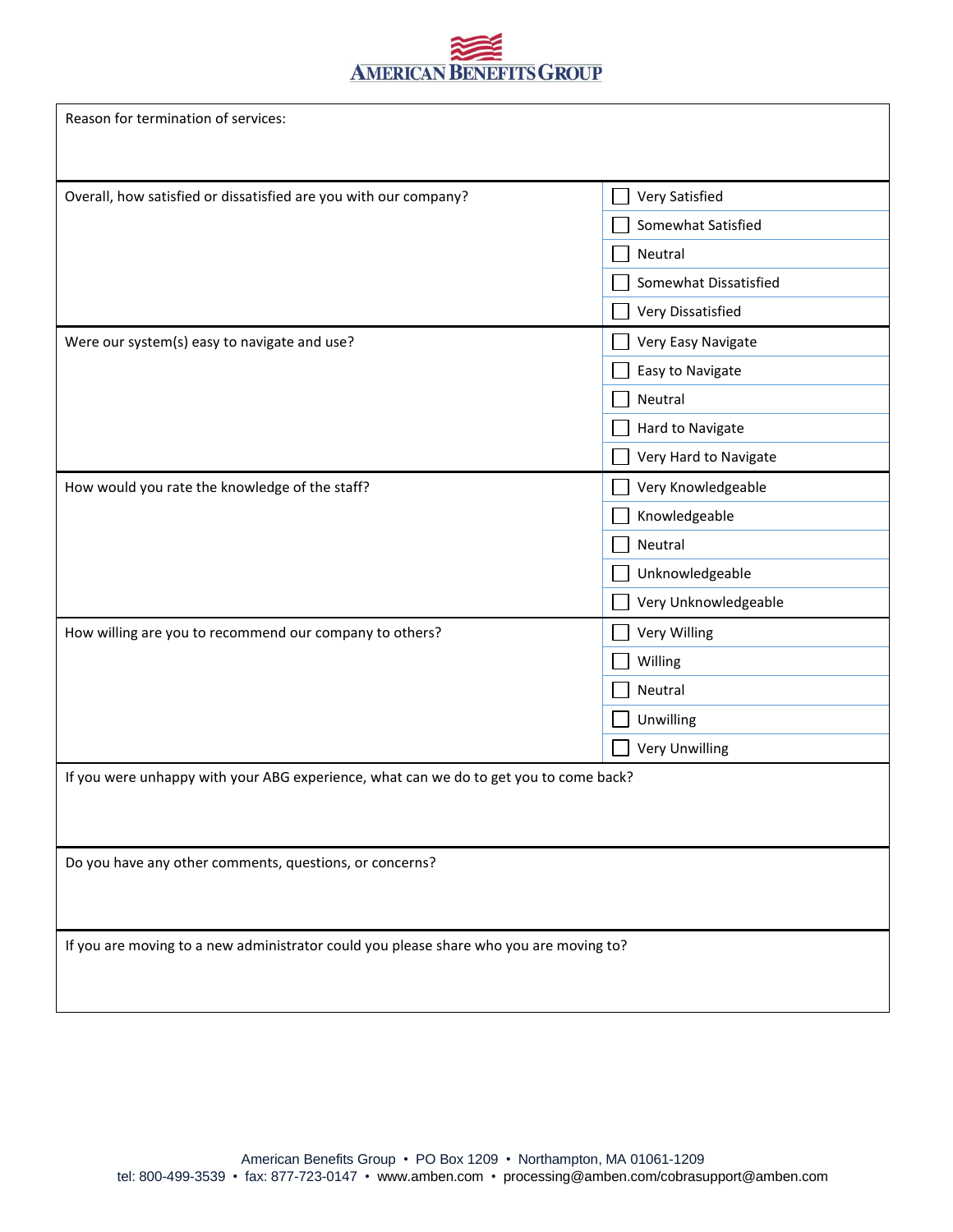# AMERICAN BENEFITS GROUP

| | |
|---|---|
| Reason for termination of services: | |
| Overall, how satisfied or dissatisfied are you with our company? | ☐ Very Satisfied<br>☐ Somewhat Satisfied<br>☐ Neutral<br>☐ Somewhat Dissatisfied<br>☐ Very Dissatisfied |
| Were our system(s) easy to navigate and use? | ☐ Very Easy Navigate<br>☐ Easy to Navigate<br>☐ Neutral<br>☐ Hard to Navigate<br>☐ Very Hard to Navigate |
| How would you rate the knowledge of the staff? | ☐ Very Knowledgeable<br>☐ Knowledgeable<br>☐ Neutral<br>☐ Unknowledgeable<br>☐ Very Unknowledgeable |
| How willing are you to recommend our company to others? | ☐ Very Willing<br>☐ Willing<br>☐ Neutral<br>☐ Unwilling<br>☐ Very Unwilling |
| If you were unhappy with your ABG experience, what can we do to get you to come back? | |
| Do you have any other comments, questions, or concerns? | |
| If you are moving to a new administrator could you please share who you are moving to? | |

American Benefits Group • PO Box 1209 • Northampton, MA 01061-1209
tel: 800-499-3539 • fax: 877-723-0147 • www.amben.com • processing@amben.com/cobrasupport@amben.com